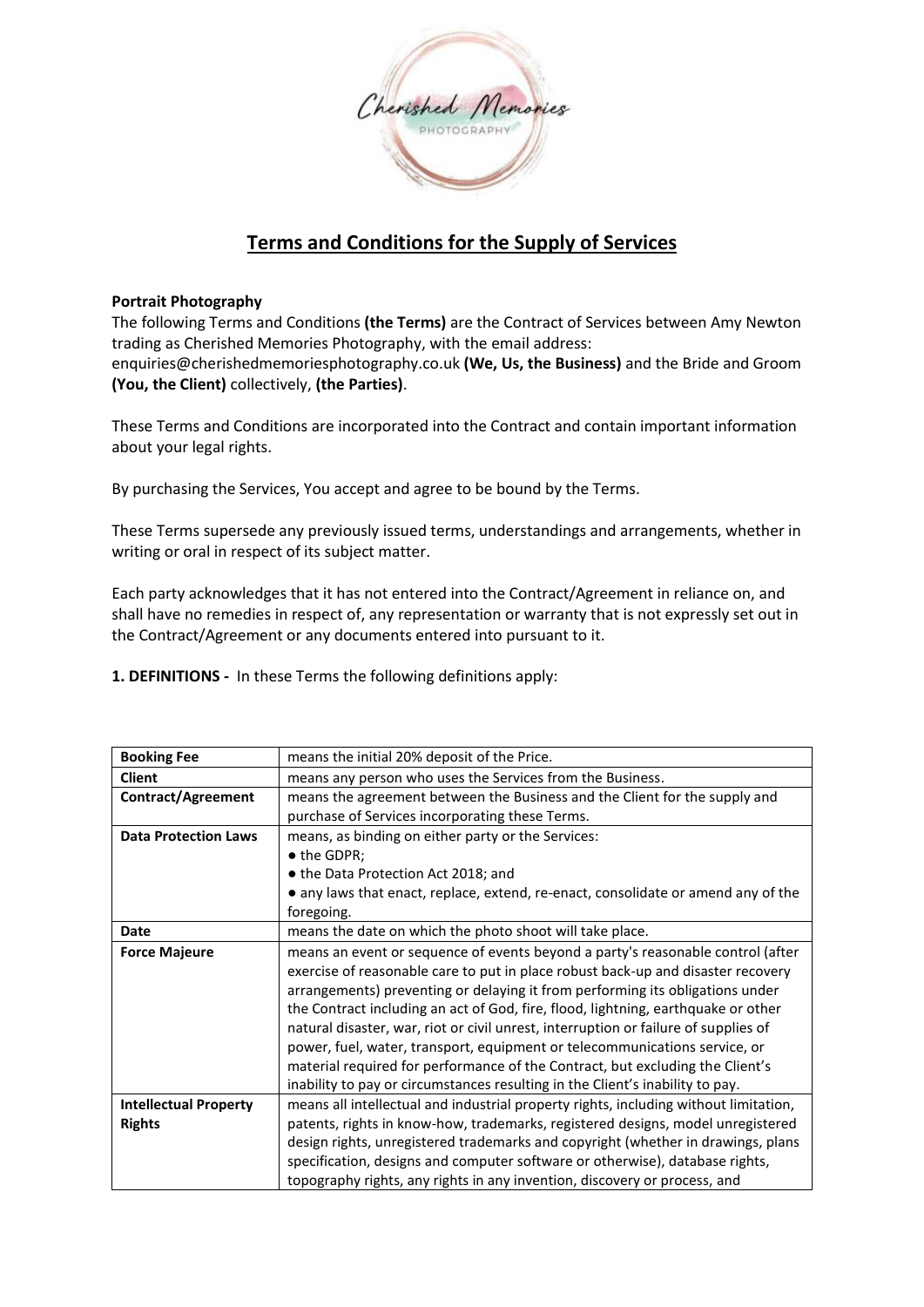# Terms and Conditions for the Supply of Services

**Portrait Photography**

The following Terms and Conditions **(the Terms)** are the Contract of Services between Amy Newton trading as Cherished Memories Photography, with the email address: enquiries@cherishedmemoriesphotography.co.uk **(We, Us, the Business)** and the Bride and Groom **(You, the Client)** collectively, **(the Parties)**.

These Terms and Conditions are incorporated into the Contract and contain important information about your legal rights.

By purchasing the Services, You accept and agree to be bound by the Terms.

These Terms supersede any previously issued terms, understandings and arrangements, whether in writing or oral in respect of its subject matter.

Each party acknowledges that it has not entered into the Contract/Agreement in reliance on, and shall have no remedies in respect of, any representation or warranty that is not expressly set out in the Contract/Agreement or any documents entered into pursuant to it.

**1. DEFINITIONS -** In these Terms the following definitions apply:

| | |
|---|---|
| **Booking Fee** | means the initial 20% deposit of the Price. |
| **Client** | means any person who uses the Services from the Business. |
| **Contract/Agreement** | means the agreement between the Business and the Client for the supply and purchase of Services incorporating these Terms. |
| **Data Protection Laws** | means, as binding on either party or the Services:<br>● the GDPR;<br>● the Data Protection Act 2018; and<br>● any laws that enact, replace, extend, re-enact, consolidate or amend any of the foregoing. |
| **Date** | means the date on which the photo shoot will take place. |
| **Force Majeure** | means an event or sequence of events beyond a party's reasonable control (after exercise of reasonable care to put in place robust back-up and disaster recovery arrangements) preventing or delaying it from performing its obligations under the Contract including an act of God, fire, flood, lightning, earthquake or other natural disaster, war, riot or civil unrest, interruption or failure of supplies of power, fuel, water, transport, equipment or telecommunications service, or material required for performance of the Contract, but excluding the Client's inability to pay or circumstances resulting in the Client's inability to pay. |
| **Intellectual Property Rights** | means all intellectual and industrial property rights, including without limitation, patents, rights in know-how, trademarks, registered designs, model unregistered design rights, unregistered trademarks and copyright (whether in drawings, plans specification, designs and computer software or otherwise), database rights, topography rights, any rights in any invention, discovery or process, and |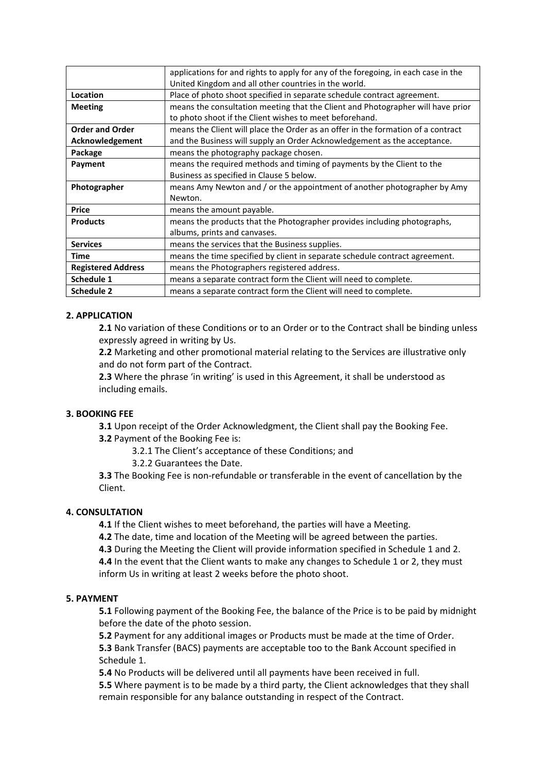| | |
|---|---|
| | applications for and rights to apply for any of the foregoing, in each case in the United Kingdom and all other countries in the world. |
| **Location** | Place of photo shoot specified in separate schedule contract agreement. |
| **Meeting** | means the consultation meeting that the Client and Photographer will have prior to photo shoot if the Client wishes to meet beforehand. |
| **Order and Order Acknowledgement** | means the Client will place the Order as an offer in the formation of a contract and the Business will supply an Order Acknowledgement as the acceptance. |
| **Package** | means the photography package chosen. |
| **Payment** | means the required methods and timing of payments by the Client to the Business as specified in Clause 5 below. |
| **Photographer** | means Amy Newton and / or the appointment of another photographer by Amy Newton. |
| **Price** | means the amount payable. |
| **Products** | means the products that the Photographer provides including photographs, albums, prints and canvases. |
| **Services** | means the services that the Business supplies. |
| **Time** | means the time specified by client in separate schedule contract agreement. |
| **Registered Address** | means the Photographers registered address. |
| **Schedule 1** | means a separate contract form the Client will need to complete. |
| **Schedule 2** | means a separate contract form the Client will need to complete. |

**2. APPLICATION**

**2.1** No variation of these Conditions or to an Order or to the Contract shall be binding unless expressly agreed in writing by Us.

**2.2** Marketing and other promotional material relating to the Services are illustrative only and do not form part of the Contract.

**2.3** Where the phrase 'in writing' is used in this Agreement, it shall be understood as including emails.

**3. BOOKING FEE**

**3.1** Upon receipt of the Order Acknowledgment, the Client shall pay the Booking Fee.

**3.2** Payment of the Booking Fee is:

3.2.1 The Client's acceptance of these Conditions; and

3.2.2 Guarantees the Date.

**3.3** The Booking Fee is non-refundable or transferable in the event of cancellation by the Client.

**4. CONSULTATION**

**4.1** If the Client wishes to meet beforehand, the parties will have a Meeting.

**4.2** The date, time and location of the Meeting will be agreed between the parties.

**4.3** During the Meeting the Client will provide information specified in Schedule 1 and 2.

**4.4** In the event that the Client wants to make any changes to Schedule 1 or 2, they must inform Us in writing at least 2 weeks before the photo shoot.

**5. PAYMENT**

**5.1** Following payment of the Booking Fee, the balance of the Price is to be paid by midnight before the date of the photo session.

**5.2** Payment for any additional images or Products must be made at the time of Order.

**5.3** Bank Transfer (BACS) payments are acceptable too to the Bank Account specified in Schedule 1.

**5.4** No Products will be delivered until all payments have been received in full.

**5.5** Where payment is to be made by a third party, the Client acknowledges that they shall remain responsible for any balance outstanding in respect of the Contract.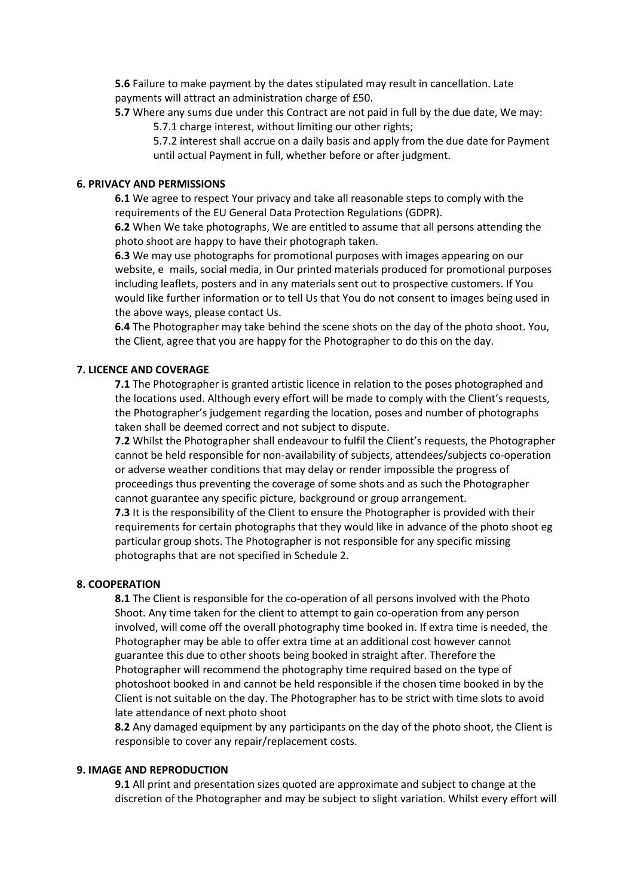**5.6** Failure to make payment by the dates stipulated may result in cancellation. Late payments will attract an administration charge of £50.

**5.7** Where any sums due under this Contract are not paid in full by the due date, We may:

5.7.1 charge interest, without limiting our other rights;

5.7.2 interest shall accrue on a daily basis and apply from the due date for Payment until actual Payment in full, whether before or after judgment.

## 6. PRIVACY AND PERMISSIONS

**6.1** We agree to respect Your privacy and take all reasonable steps to comply with the requirements of the EU General Data Protection Regulations (GDPR).

**6.2** When We take photographs, We are entitled to assume that all persons attending the photo shoot are happy to have their photograph taken.

**6.3** We may use photographs for promotional purposes with images appearing on our website, e mails, social media, in Our printed materials produced for promotional purposes including leaflets, posters and in any materials sent out to prospective customers. If You would like further information or to tell Us that You do not consent to images being used in the above ways, please contact Us.

**6.4** The Photographer may take behind the scene shots on the day of the photo shoot. You, the Client, agree that you are happy for the Photographer to do this on the day.

## 7. LICENCE AND COVERAGE

**7.1** The Photographer is granted artistic licence in relation to the poses photographed and the locations used. Although every effort will be made to comply with the Client's requests, the Photographer's judgement regarding the location, poses and number of photographs taken shall be deemed correct and not subject to dispute.

**7.2** Whilst the Photographer shall endeavour to fulfil the Client's requests, the Photographer cannot be held responsible for non-availability of subjects, attendees/subjects co-operation or adverse weather conditions that may delay or render impossible the progress of proceedings thus preventing the coverage of some shots and as such the Photographer cannot guarantee any specific picture, background or group arrangement.

**7.3** It is the responsibility of the Client to ensure the Photographer is provided with their requirements for certain photographs that they would like in advance of the photo shoot eg particular group shots. The Photographer is not responsible for any specific missing photographs that are not specified in Schedule 2.

## 8. COOPERATION

**8.1** The Client is responsible for the co-operation of all persons involved with the Photo Shoot. Any time taken for the client to attempt to gain co-operation from any person involved, will come off the overall photography time booked in. If extra time is needed, the Photographer may be able to offer extra time at an additional cost however cannot guarantee this due to other shoots being booked in straight after. Therefore the Photographer will recommend the photography time required based on the type of photoshoot booked in and cannot be held responsible if the chosen time booked in by the Client is not suitable on the day. The Photographer has to be strict with time slots to avoid late attendance of next photo shoot

**8.2** Any damaged equipment by any participants on the day of the photo shoot, the Client is responsible to cover any repair/replacement costs.

## 9. IMAGE AND REPRODUCTION

**9.1** All print and presentation sizes quoted are approximate and subject to change at the discretion of the Photographer and may be subject to slight variation. Whilst every effort will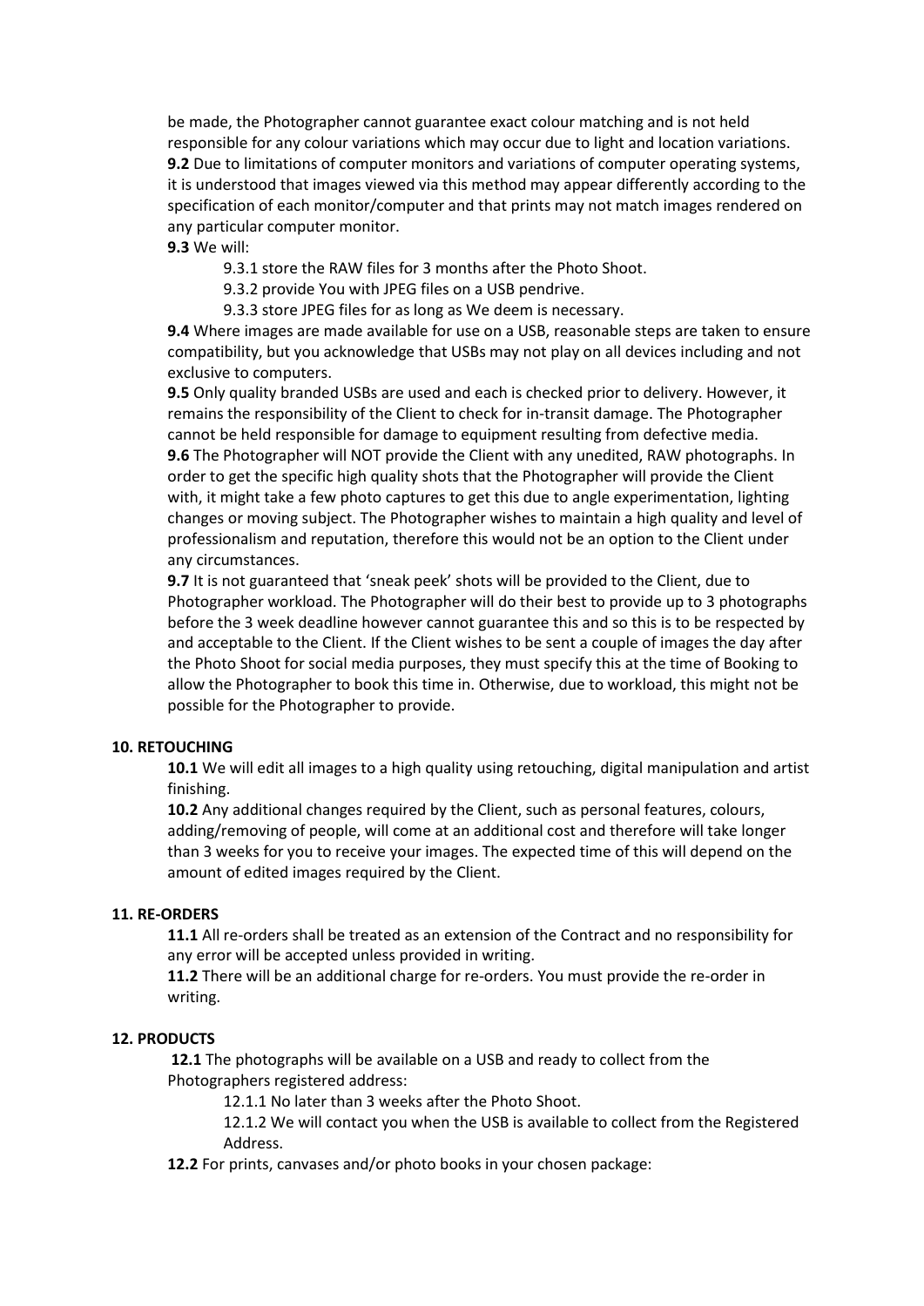be made, the Photographer cannot guarantee exact colour matching and is not held responsible for any colour variations which may occur due to light and location variations.

**9.2** Due to limitations of computer monitors and variations of computer operating systems, it is understood that images viewed via this method may appear differently according to the specification of each monitor/computer and that prints may not match images rendered on any particular computer monitor.

**9.3** We will:

- 9.3.1 store the RAW files for 3 months after the Photo Shoot.
- 9.3.2 provide You with JPEG files on a USB pendrive.
- 9.3.3 store JPEG files for as long as We deem is necessary.

**9.4** Where images are made available for use on a USB, reasonable steps are taken to ensure compatibility, but you acknowledge that USBs may not play on all devices including and not exclusive to computers.

**9.5** Only quality branded USBs are used and each is checked prior to delivery. However, it remains the responsibility of the Client to check for in-transit damage. The Photographer cannot be held responsible for damage to equipment resulting from defective media.

**9.6** The Photographer will NOT provide the Client with any unedited, RAW photographs. In order to get the specific high quality shots that the Photographer will provide the Client with, it might take a few photo captures to get this due to angle experimentation, lighting changes or moving subject. The Photographer wishes to maintain a high quality and level of professionalism and reputation, therefore this would not be an option to the Client under any circumstances.

**9.7** It is not guaranteed that 'sneak peek' shots will be provided to the Client, due to Photographer workload. The Photographer will do their best to provide up to 3 photographs before the 3 week deadline however cannot guarantee this and so this is to be respected by and acceptable to the Client. If the Client wishes to be sent a couple of images the day after the Photo Shoot for social media purposes, they must specify this at the time of Booking to allow the Photographer to book this time in. Otherwise, due to workload, this might not be possible for the Photographer to provide.

**10. RETOUCHING**

**10.1** We will edit all images to a high quality using retouching, digital manipulation and artist finishing.

**10.2** Any additional changes required by the Client, such as personal features, colours, adding/removing of people, will come at an additional cost and therefore will take longer than 3 weeks for you to receive your images. The expected time of this will depend on the amount of edited images required by the Client.

**11. RE-ORDERS**

**11.1** All re-orders shall be treated as an extension of the Contract and no responsibility for any error will be accepted unless provided in writing.

**11.2** There will be an additional charge for re-orders. You must provide the re-order in writing.

**12. PRODUCTS**

**12.1** The photographs will be available on a USB and ready to collect from the Photographers registered address:

- 12.1.1 No later than 3 weeks after the Photo Shoot.
- 12.1.2 We will contact you when the USB is available to collect from the Registered Address.

**12.2** For prints, canvases and/or photo books in your chosen package: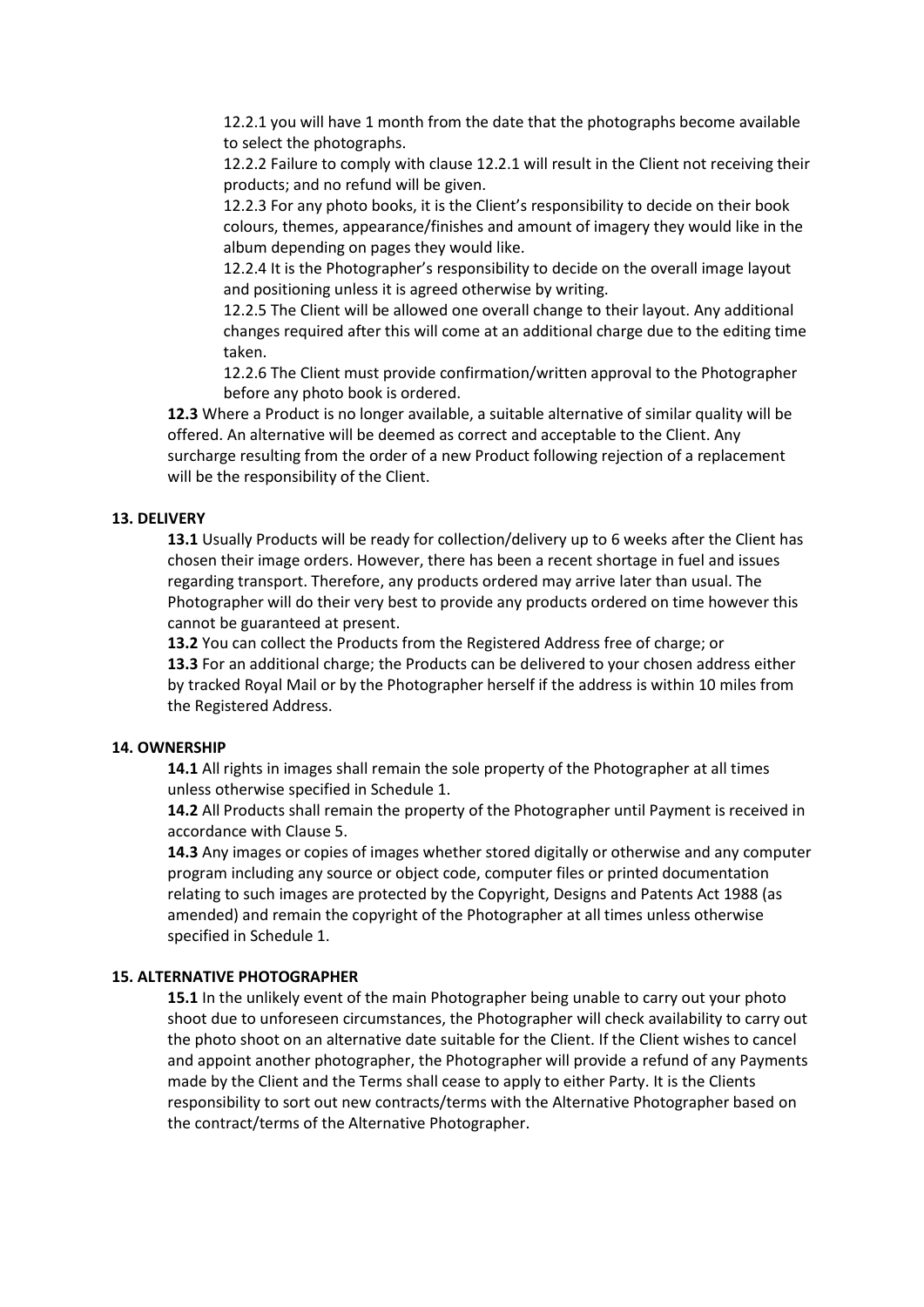12.2.1 you will have 1 month from the date that the photographs become available to select the photographs.

12.2.2 Failure to comply with clause 12.2.1 will result in the Client not receiving their products; and no refund will be given.

12.2.3 For any photo books, it is the Client's responsibility to decide on their book colours, themes, appearance/finishes and amount of imagery they would like in the album depending on pages they would like.

12.2.4 It is the Photographer's responsibility to decide on the overall image layout and positioning unless it is agreed otherwise by writing.

12.2.5 The Client will be allowed one overall change to their layout. Any additional changes required after this will come at an additional charge due to the editing time taken.

12.2.6 The Client must provide confirmation/written approval to the Photographer before any photo book is ordered.

**12.3** Where a Product is no longer available, a suitable alternative of similar quality will be offered. An alternative will be deemed as correct and acceptable to the Client. Any surcharge resulting from the order of a new Product following rejection of a replacement will be the responsibility of the Client.

**13. DELIVERY**

**13.1** Usually Products will be ready for collection/delivery up to 6 weeks after the Client has chosen their image orders. However, there has been a recent shortage in fuel and issues regarding transport. Therefore, any products ordered may arrive later than usual. The Photographer will do their very best to provide any products ordered on time however this cannot be guaranteed at present.

**13.2** You can collect the Products from the Registered Address free of charge; or

**13.3** For an additional charge; the Products can be delivered to your chosen address either by tracked Royal Mail or by the Photographer herself if the address is within 10 miles from the Registered Address.

**14. OWNERSHIP**

**14.1** All rights in images shall remain the sole property of the Photographer at all times unless otherwise specified in Schedule 1.

**14.2** All Products shall remain the property of the Photographer until Payment is received in accordance with Clause 5.

**14.3** Any images or copies of images whether stored digitally or otherwise and any computer program including any source or object code, computer files or printed documentation relating to such images are protected by the Copyright, Designs and Patents Act 1988 (as amended) and remain the copyright of the Photographer at all times unless otherwise specified in Schedule 1.

**15. ALTERNATIVE PHOTOGRAPHER**

**15.1** In the unlikely event of the main Photographer being unable to carry out your photo shoot due to unforeseen circumstances, the Photographer will check availability to carry out the photo shoot on an alternative date suitable for the Client. If the Client wishes to cancel and appoint another photographer, the Photographer will provide a refund of any Payments made by the Client and the Terms shall cease to apply to either Party. It is the Clients responsibility to sort out new contracts/terms with the Alternative Photographer based on the contract/terms of the Alternative Photographer.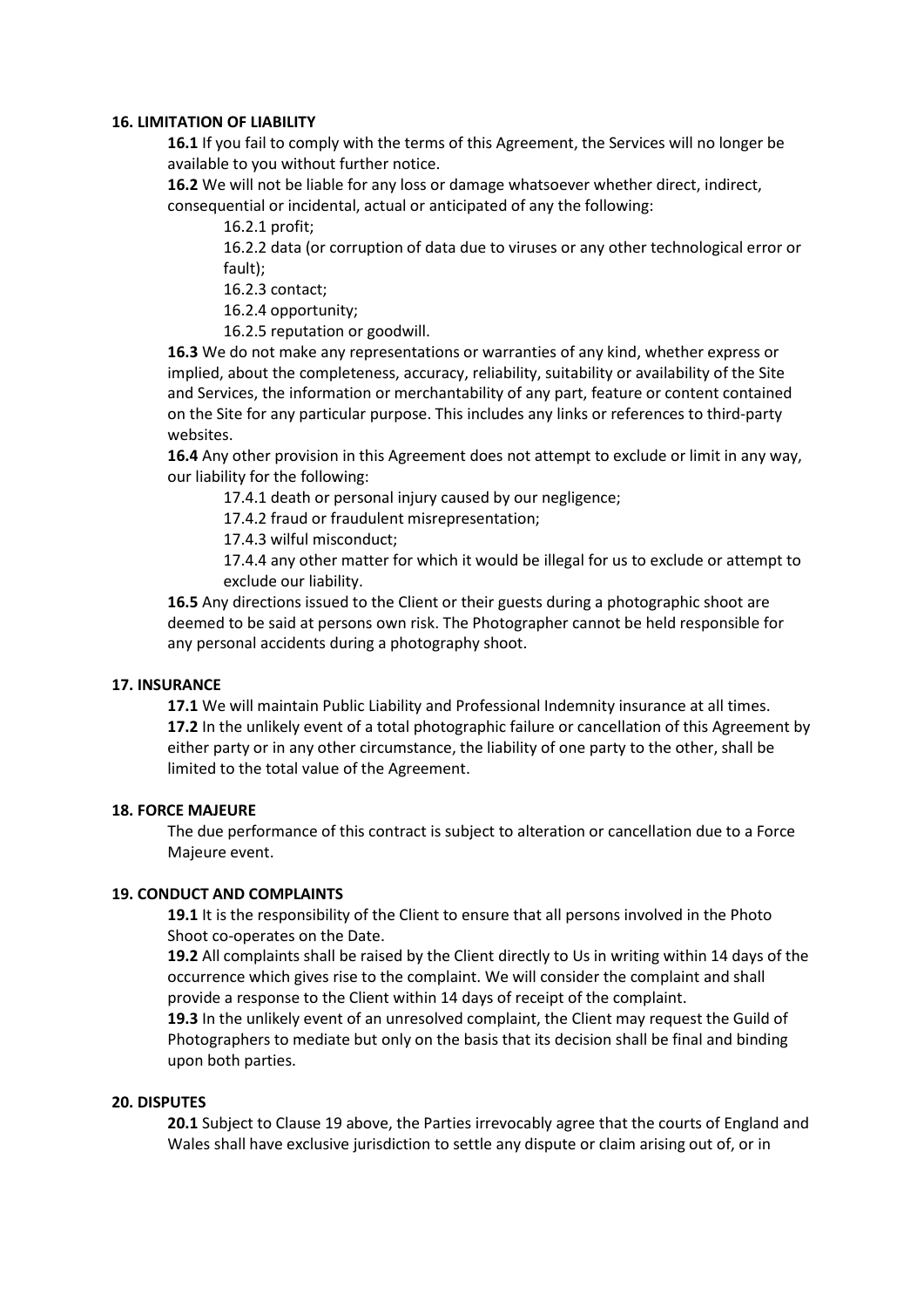**16. LIMITATION OF LIABILITY**

**16.1** If you fail to comply with the terms of this Agreement, the Services will no longer be available to you without further notice.

**16.2** We will not be liable for any loss or damage whatsoever whether direct, indirect, consequential or incidental, actual or anticipated of any the following:

16.2.1 profit;

16.2.2 data (or corruption of data due to viruses or any other technological error or fault);

16.2.3 contact;

16.2.4 opportunity;

16.2.5 reputation or goodwill.

**16.3** We do not make any representations or warranties of any kind, whether express or implied, about the completeness, accuracy, reliability, suitability or availability of the Site and Services, the information or merchantability of any part, feature or content contained on the Site for any particular purpose. This includes any links or references to third-party websites.

**16.4** Any other provision in this Agreement does not attempt to exclude or limit in any way, our liability for the following:

17.4.1 death or personal injury caused by our negligence;

17.4.2 fraud or fraudulent misrepresentation;

17.4.3 wilful misconduct;

17.4.4 any other matter for which it would be illegal for us to exclude or attempt to exclude our liability.

**16.5** Any directions issued to the Client or their guests during a photographic shoot are deemed to be said at persons own risk. The Photographer cannot be held responsible for any personal accidents during a photography shoot.

**17. INSURANCE**

**17.1** We will maintain Public Liability and Professional Indemnity insurance at all times.

**17.2** In the unlikely event of a total photographic failure or cancellation of this Agreement by either party or in any other circumstance, the liability of one party to the other, shall be limited to the total value of the Agreement.

**18. FORCE MAJEURE**

The due performance of this contract is subject to alteration or cancellation due to a Force Majeure event.

**19. CONDUCT AND COMPLAINTS**

**19.1** It is the responsibility of the Client to ensure that all persons involved in the Photo Shoot co-operates on the Date.

**19.2** All complaints shall be raised by the Client directly to Us in writing within 14 days of the occurrence which gives rise to the complaint. We will consider the complaint and shall provide a response to the Client within 14 days of receipt of the complaint.

**19.3** In the unlikely event of an unresolved complaint, the Client may request the Guild of Photographers to mediate but only on the basis that its decision shall be final and binding upon both parties.

**20. DISPUTES**

**20.1** Subject to Clause 19 above, the Parties irrevocably agree that the courts of England and Wales shall have exclusive jurisdiction to settle any dispute or claim arising out of, or in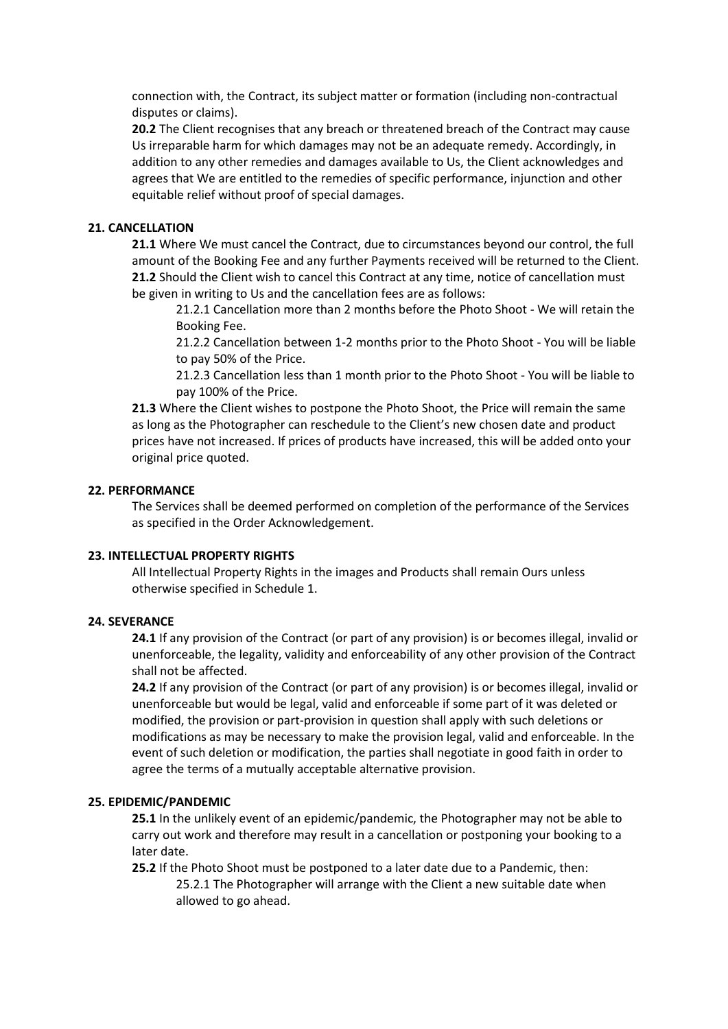connection with, the Contract, its subject matter or formation (including non-contractual disputes or claims).

**20.2** The Client recognises that any breach or threatened breach of the Contract may cause Us irreparable harm for which damages may not be an adequate remedy. Accordingly, in addition to any other remedies and damages available to Us, the Client acknowledges and agrees that We are entitled to the remedies of specific performance, injunction and other equitable relief without proof of special damages.

## 21. CANCELLATION

**21.1** Where We must cancel the Contract, due to circumstances beyond our control, the full amount of the Booking Fee and any further Payments received will be returned to the Client.

**21.2** Should the Client wish to cancel this Contract at any time, notice of cancellation must be given in writing to Us and the cancellation fees are as follows:

21.2.1 Cancellation more than 2 months before the Photo Shoot - We will retain the Booking Fee.

21.2.2 Cancellation between 1-2 months prior to the Photo Shoot - You will be liable to pay 50% of the Price.

21.2.3 Cancellation less than 1 month prior to the Photo Shoot - You will be liable to pay 100% of the Price.

**21.3** Where the Client wishes to postpone the Photo Shoot, the Price will remain the same as long as the Photographer can reschedule to the Client's new chosen date and product prices have not increased. If prices of products have increased, this will be added onto your original price quoted.

## 22. PERFORMANCE

The Services shall be deemed performed on completion of the performance of the Services as specified in the Order Acknowledgement.

## 23. INTELLECTUAL PROPERTY RIGHTS

All Intellectual Property Rights in the images and Products shall remain Ours unless otherwise specified in Schedule 1.

## 24. SEVERANCE

**24.1** If any provision of the Contract (or part of any provision) is or becomes illegal, invalid or unenforceable, the legality, validity and enforceability of any other provision of the Contract shall not be affected.

**24.2** If any provision of the Contract (or part of any provision) is or becomes illegal, invalid or unenforceable but would be legal, valid and enforceable if some part of it was deleted or modified, the provision or part-provision in question shall apply with such deletions or modifications as may be necessary to make the provision legal, valid and enforceable. In the event of such deletion or modification, the parties shall negotiate in good faith in order to agree the terms of a mutually acceptable alternative provision.

## 25. EPIDEMIC/PANDEMIC

**25.1** In the unlikely event of an epidemic/pandemic, the Photographer may not be able to carry out work and therefore may result in a cancellation or postponing your booking to a later date.

**25.2** If the Photo Shoot must be postponed to a later date due to a Pandemic, then:

25.2.1 The Photographer will arrange with the Client a new suitable date when allowed to go ahead.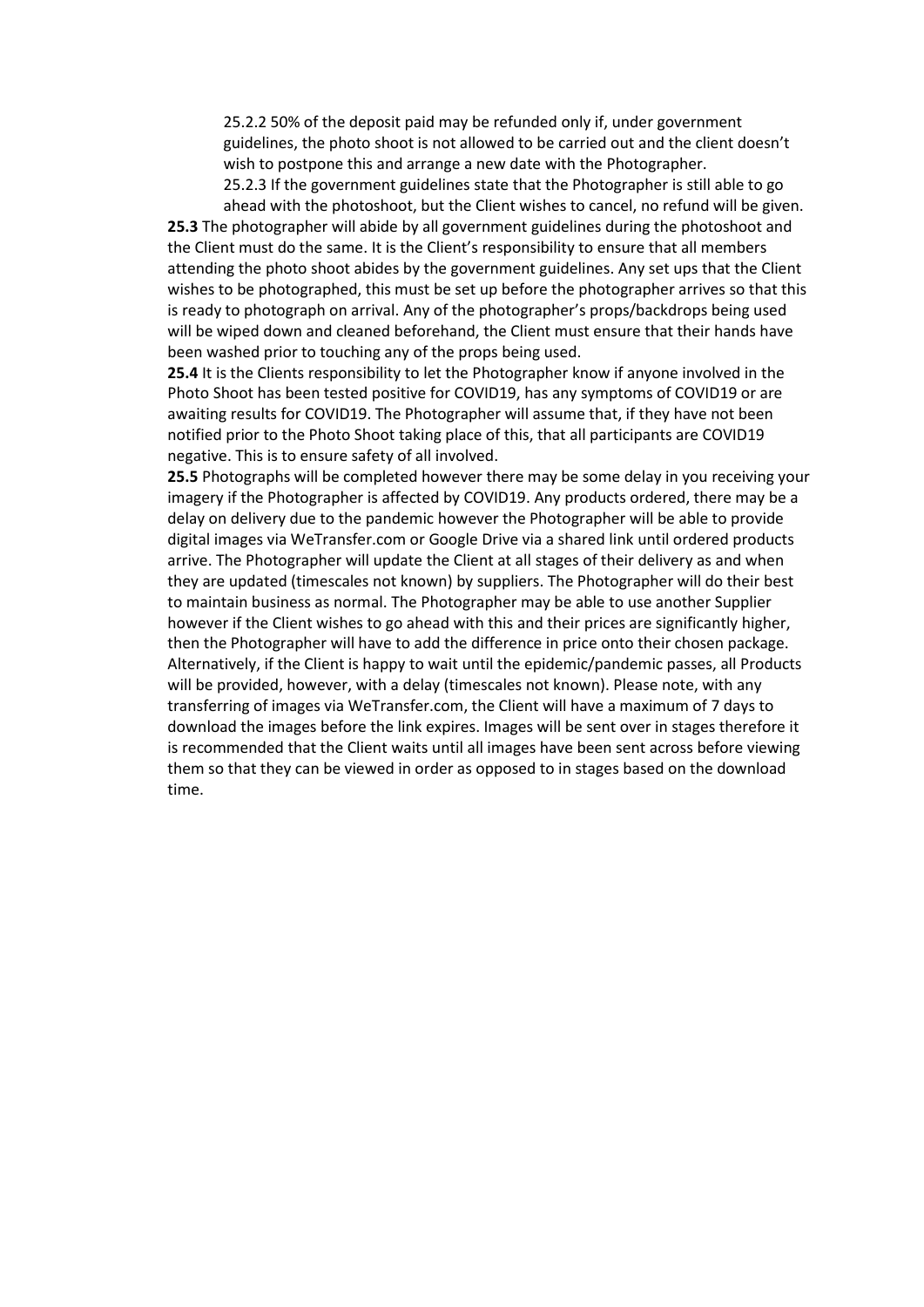25.2.2 50% of the deposit paid may be refunded only if, under government guidelines, the photo shoot is not allowed to be carried out and the client doesn't wish to postpone this and arrange a new date with the Photographer.

25.2.3 If the government guidelines state that the Photographer is still able to go ahead with the photoshoot, but the Client wishes to cancel, no refund will be given.

**25.3** The photographer will abide by all government guidelines during the photoshoot and the Client must do the same. It is the Client's responsibility to ensure that all members attending the photo shoot abides by the government guidelines. Any set ups that the Client wishes to be photographed, this must be set up before the photographer arrives so that this is ready to photograph on arrival. Any of the photographer's props/backdrops being used will be wiped down and cleaned beforehand, the Client must ensure that their hands have been washed prior to touching any of the props being used.

**25.4** It is the Clients responsibility to let the Photographer know if anyone involved in the Photo Shoot has been tested positive for COVID19, has any symptoms of COVID19 or are awaiting results for COVID19. The Photographer will assume that, if they have not been notified prior to the Photo Shoot taking place of this, that all participants are COVID19 negative. This is to ensure safety of all involved.

**25.5** Photographs will be completed however there may be some delay in you receiving your imagery if the Photographer is affected by COVID19. Any products ordered, there may be a delay on delivery due to the pandemic however the Photographer will be able to provide digital images via WeTransfer.com or Google Drive via a shared link until ordered products arrive. The Photographer will update the Client at all stages of their delivery as and when they are updated (timescales not known) by suppliers. The Photographer will do their best to maintain business as normal. The Photographer may be able to use another Supplier however if the Client wishes to go ahead with this and their prices are significantly higher, then the Photographer will have to add the difference in price onto their chosen package. Alternatively, if the Client is happy to wait until the epidemic/pandemic passes, all Products will be provided, however, with a delay (timescales not known). Please note, with any transferring of images via WeTransfer.com, the Client will have a maximum of 7 days to download the images before the link expires. Images will be sent over in stages therefore it is recommended that the Client waits until all images have been sent across before viewing them so that they can be viewed in order as opposed to in stages based on the download time.